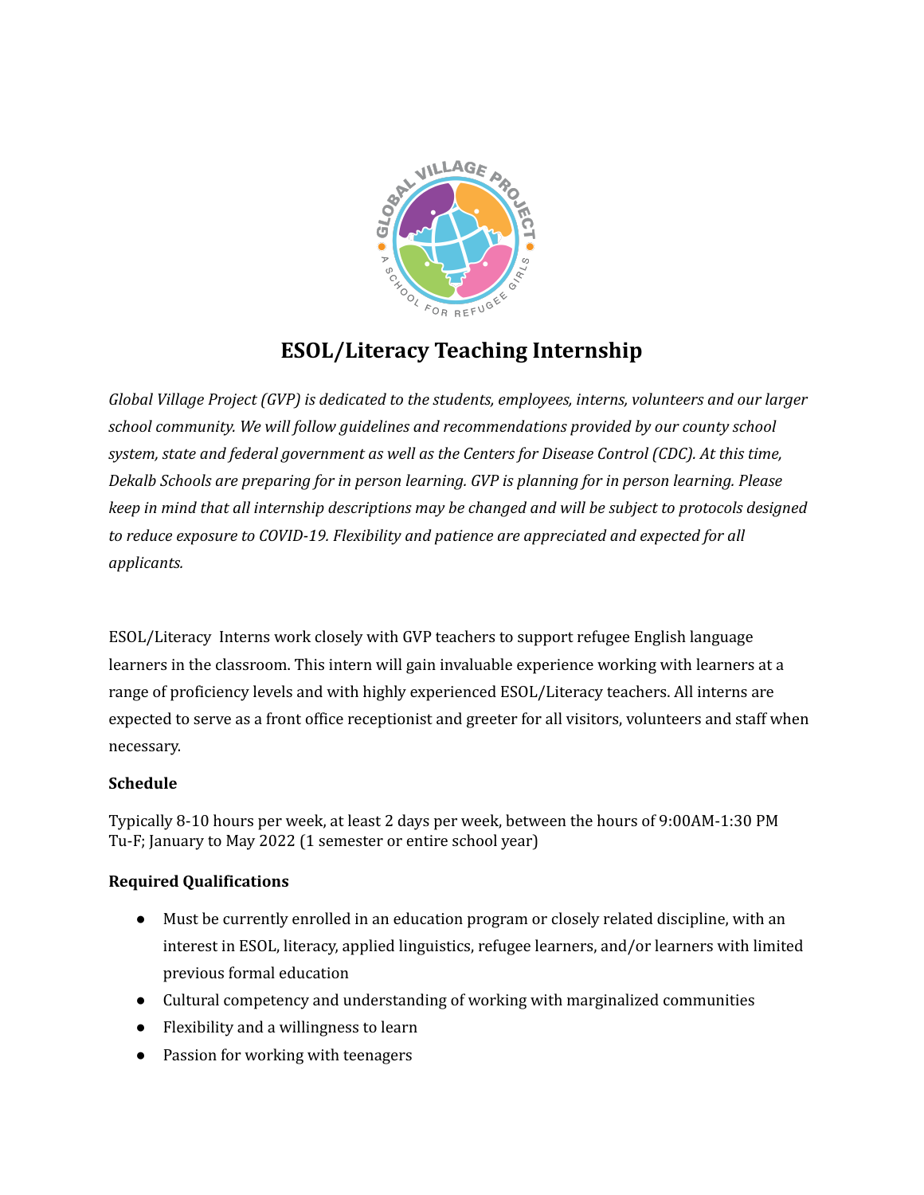# ESOL/Literacy Teaching Internship

*Global Village Project (GVP) is dedicated to the students, employees, interns, volunteers and our larger school community. We will follow guidelines and recommendations provided by our county school system, state and federal government as well as the Centers for Disease Control (CDC). At this time, Dekalb Schools are preparing for in person learning. GVP is planning for in person learning. Please keep in mind that all internship descriptions may be changed and will be subject to protocols designed to reduce exposure to COVID-19. Flexibility and patience are appreciated and expected for all applicants.*

ESOL/Literacy Interns work closely with GVP teachers to support refugee English language learners in the classroom. This intern will gain invaluable experience working with learners at a range of proficiency levels and with highly experienced ESOL/Literacy teachers. All interns are expected to serve as a front office receptionist and greeter for all visitors, volunteers and staff when necessary.

**Schedule**

Typically 8-10 hours per week, at least 2 days per week, between the hours of 9:00AM-1:30 PM Tu-F; January to May 2022 (1 semester or entire school year)

**Required Qualifications**

- Must be currently enrolled in an education program or closely related discipline, with an interest in ESOL, literacy, applied linguistics, refugee learners, and/or learners with limited previous formal education
- Cultural competency and understanding of working with marginalized communities
- Flexibility and a willingness to learn
- Passion for working with teenagers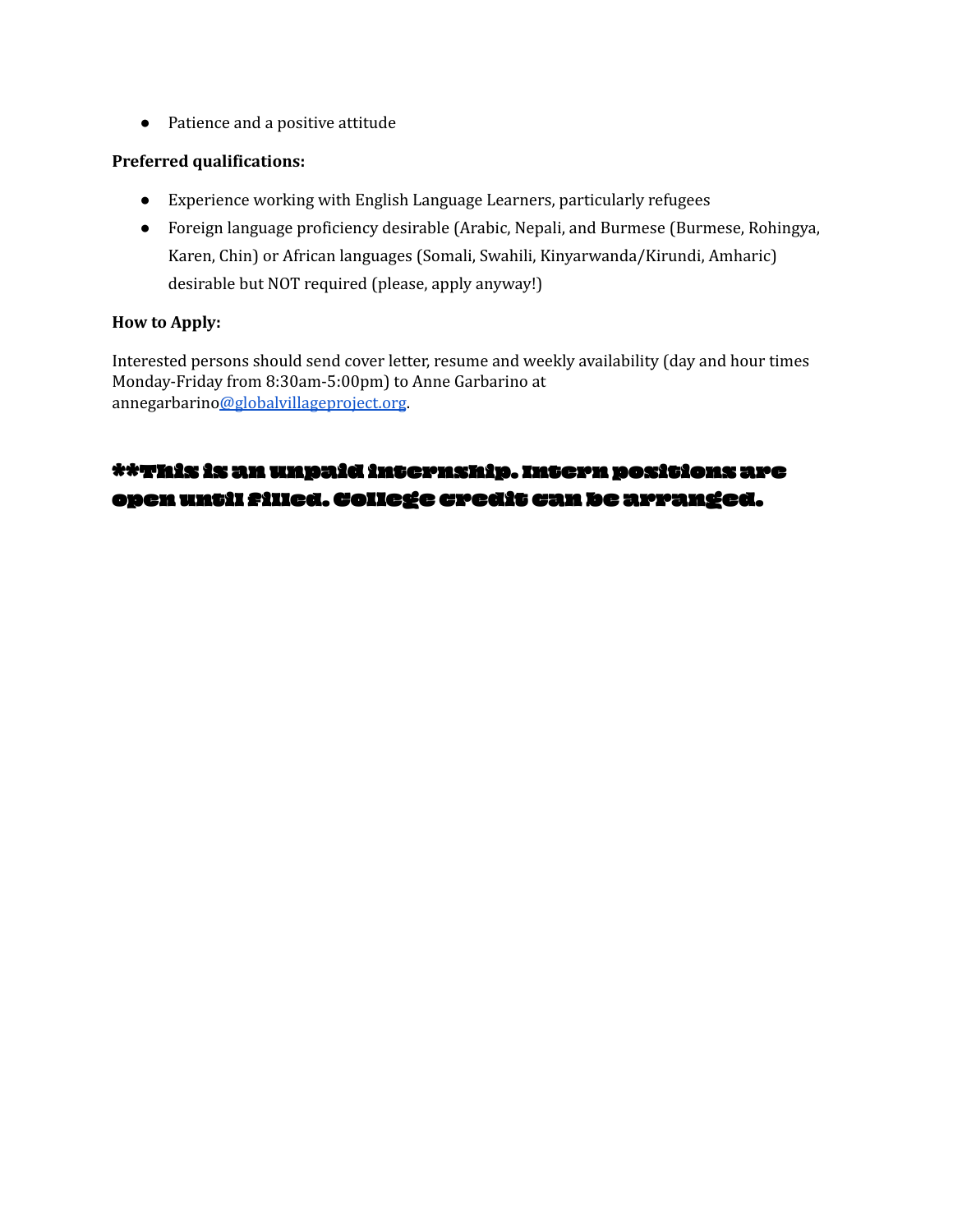- Patience and a positive attitude

**Preferred qualifications:**

- Experience working with English Language Learners, particularly refugees
- Foreign language proficiency desirable (Arabic, Nepali, and Burmese (Burmese, Rohingya, Karen, Chin) or African languages (Somali, Swahili, Kinyarwanda/Kirundi, Amharic) desirable but NOT required (please, apply anyway!)

**How to Apply:**

Interested persons should send cover letter, resume and weekly availability (day and hour times Monday-Friday from 8:30am-5:00pm) to Anne Garbarino at annegarbarino@globalvillageproject.org.

### **This is an unpaid internship. Intern positions are open until filled. College credit can be arranged.